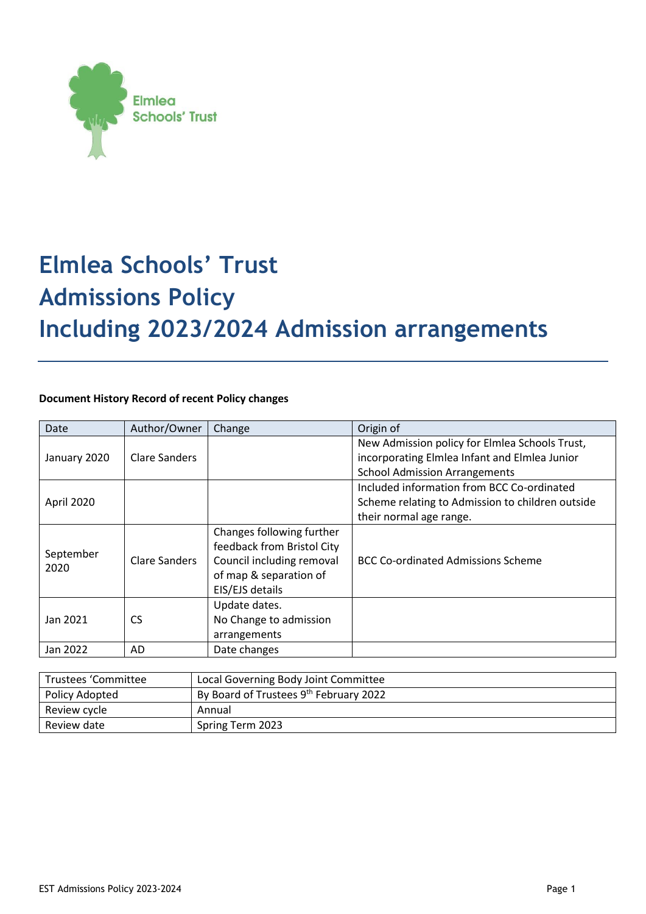Elmlea Schools' Trust

# Elmlea Schools' Trust
# Admissions Policy
# Including 2023/2024 Admission arrangements

**Document History Record of recent Policy changes**

| Date | Author/Owner | Change | Origin of |
|---|---|---|---|
| January 2020 | Clare Sanders | | New Admission policy for Elmlea Schools Trust, incorporating Elmlea Infant and Elmlea Junior School Admission Arrangements |
| April 2020 | | | Included information from BCC Co-ordinated Scheme relating to Admission to children outside their normal age range. |
| September 2020 | Clare Sanders | Changes following further feedback from Bristol City Council including removal of map & separation of EIS/EJS details | BCC Co-ordinated Admissions Scheme |
| Jan 2021 | CS | Update dates. No Change to admission arrangements | |
| Jan 2022 | AD | Date changes | |

| Trustees 'Committee | Local Governing Body Joint Committee |
|---|---|
| Policy Adopted | By Board of Trustees 9th February 2022 |
| Review cycle | Annual |
| Review date | Spring Term 2023 |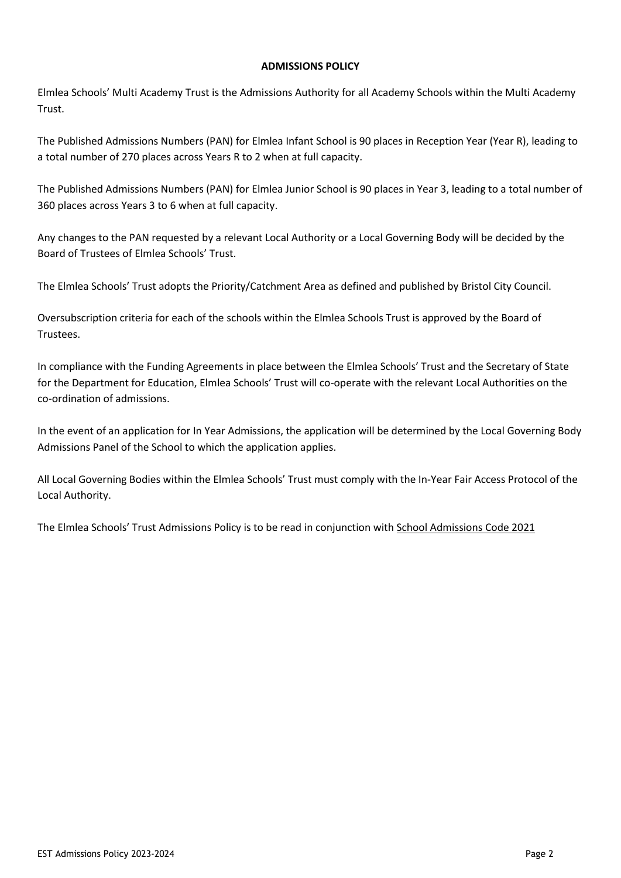**ADMISSIONS POLICY**

Elmlea Schools' Multi Academy Trust is the Admissions Authority for all Academy Schools within the Multi Academy Trust.

The Published Admissions Numbers (PAN) for Elmlea Infant School is 90 places in Reception Year (Year R), leading to a total number of 270 places across Years R to 2 when at full capacity.

The Published Admissions Numbers (PAN) for Elmlea Junior School is 90 places in Year 3, leading to a total number of 360 places across Years 3 to 6 when at full capacity.

Any changes to the PAN requested by a relevant Local Authority or a Local Governing Body will be decided by the Board of Trustees of Elmlea Schools' Trust.

The Elmlea Schools' Trust adopts the Priority/Catchment Area as defined and published by Bristol City Council.

Oversubscription criteria for each of the schools within the Elmlea Schools Trust is approved by the Board of Trustees.

In compliance with the Funding Agreements in place between the Elmlea Schools' Trust and the Secretary of State for the Department for Education, Elmlea Schools' Trust will co-operate with the relevant Local Authorities on the co-ordination of admissions.

In the event of an application for In Year Admissions, the application will be determined by the Local Governing Body Admissions Panel of the School to which the application applies.

All Local Governing Bodies within the Elmlea Schools' Trust must comply with the In-Year Fair Access Protocol of the Local Authority.

The Elmlea Schools' Trust Admissions Policy is to be read in conjunction with School Admissions Code 2021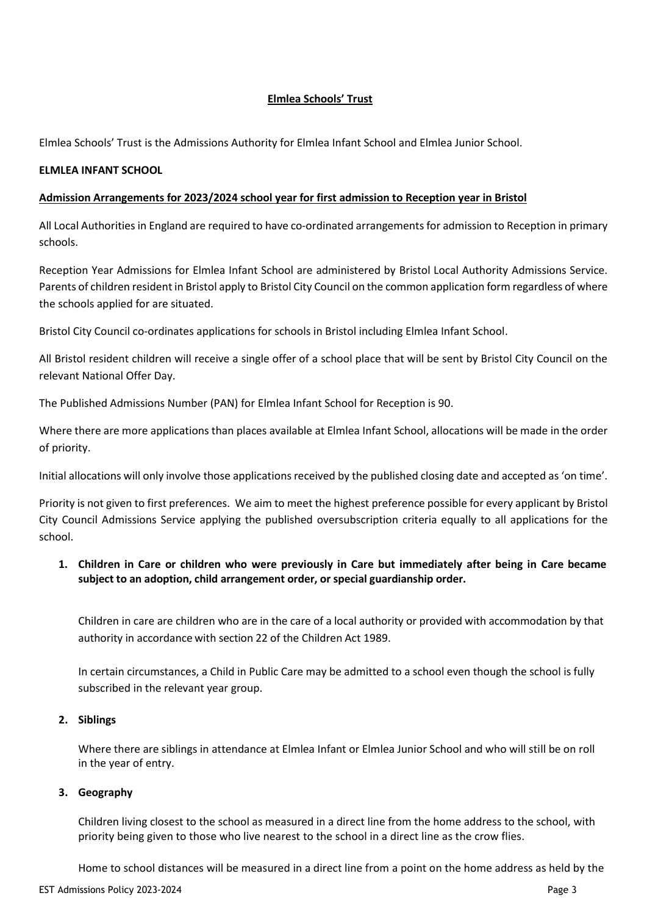## Elmlea Schools' Trust

Elmlea Schools' Trust is the Admissions Authority for Elmlea Infant School and Elmlea Junior School.

**ELMLEA INFANT SCHOOL**

**Admission Arrangements for 2023/2024 school year for first admission to Reception year in Bristol**

All Local Authorities in England are required to have co-ordinated arrangements for admission to Reception in primary schools.

Reception Year Admissions for Elmlea Infant School are administered by Bristol Local Authority Admissions Service. Parents of children resident in Bristol apply to Bristol City Council on the common application form regardless of where the schools applied for are situated.

Bristol City Council co-ordinates applications for schools in Bristol including Elmlea Infant School.

All Bristol resident children will receive a single offer of a school place that will be sent by Bristol City Council on the relevant National Offer Day.

The Published Admissions Number (PAN) for Elmlea Infant School for Reception is 90.

Where there are more applications than places available at Elmlea Infant School, allocations will be made in the order of priority.

Initial allocations will only involve those applications received by the published closing date and accepted as 'on time'.

Priority is not given to first preferences. We aim to meet the highest preference possible for every applicant by Bristol City Council Admissions Service applying the published oversubscription criteria equally to all applications for the school.

1. **Children in Care or children who were previously in Care but immediately after being in Care became subject to an adoption, child arrangement order, or special guardianship order.**

   Children in care are children who are in the care of a local authority or provided with accommodation by that authority in accordance with section 22 of the Children Act 1989.

   In certain circumstances, a Child in Public Care may be admitted to a school even though the school is fully subscribed in the relevant year group.

2. **Siblings**

   Where there are siblings in attendance at Elmlea Infant or Elmlea Junior School and who will still be on roll in the year of entry.

3. **Geography**

   Children living closest to the school as measured in a direct line from the home address to the school, with priority being given to those who live nearest to the school in a direct line as the crow flies.

   Home to school distances will be measured in a direct line from a point on the home address as held by the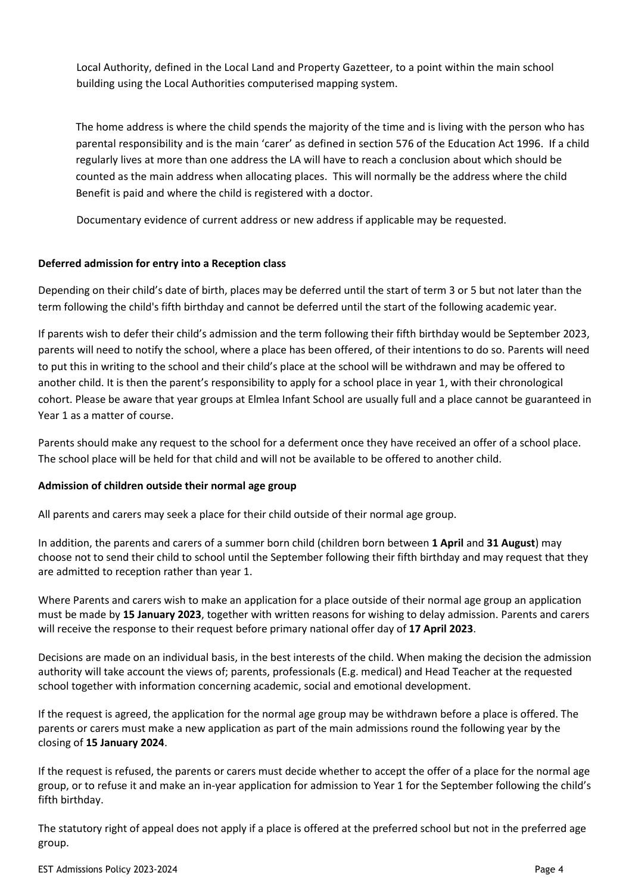Local Authority, defined in the Local Land and Property Gazetteer, to a point within the main school building using the Local Authorities computerised mapping system.

The home address is where the child spends the majority of the time and is living with the person who has parental responsibility and is the main 'carer' as defined in section 576 of the Education Act 1996. If a child regularly lives at more than one address the LA will have to reach a conclusion about which should be counted as the main address when allocating places. This will normally be the address where the child Benefit is paid and where the child is registered with a doctor.

Documentary evidence of current address or new address if applicable may be requested.

**Deferred admission for entry into a Reception class**

Depending on their child's date of birth, places may be deferred until the start of term 3 or 5 but not later than the term following the child's fifth birthday and cannot be deferred until the start of the following academic year.

If parents wish to defer their child's admission and the term following their fifth birthday would be September 2023, parents will need to notify the school, where a place has been offered, of their intentions to do so. Parents will need to put this in writing to the school and their child's place at the school will be withdrawn and may be offered to another child. It is then the parent's responsibility to apply for a school place in year 1, with their chronological cohort. Please be aware that year groups at Elmlea Infant School are usually full and a place cannot be guaranteed in Year 1 as a matter of course.

Parents should make any request to the school for a deferment once they have received an offer of a school place. The school place will be held for that child and will not be available to be offered to another child.

**Admission of children outside their normal age group**

All parents and carers may seek a place for their child outside of their normal age group.

In addition, the parents and carers of a summer born child (children born between **1 April** and **31 August**) may choose not to send their child to school until the September following their fifth birthday and may request that they are admitted to reception rather than year 1.

Where Parents and carers wish to make an application for a place outside of their normal age group an application must be made by **15 January 2023**, together with written reasons for wishing to delay admission. Parents and carers will receive the response to their request before primary national offer day of **17 April 2023**.

Decisions are made on an individual basis, in the best interests of the child. When making the decision the admission authority will take account the views of; parents, professionals (E.g. medical) and Head Teacher at the requested school together with information concerning academic, social and emotional development.

If the request is agreed, the application for the normal age group may be withdrawn before a place is offered. The parents or carers must make a new application as part of the main admissions round the following year by the closing of **15 January 2024**.

If the request is refused, the parents or carers must decide whether to accept the offer of a place for the normal age group, or to refuse it and make an in-year application for admission to Year 1 for the September following the child's fifth birthday.

The statutory right of appeal does not apply if a place is offered at the preferred school but not in the preferred age group.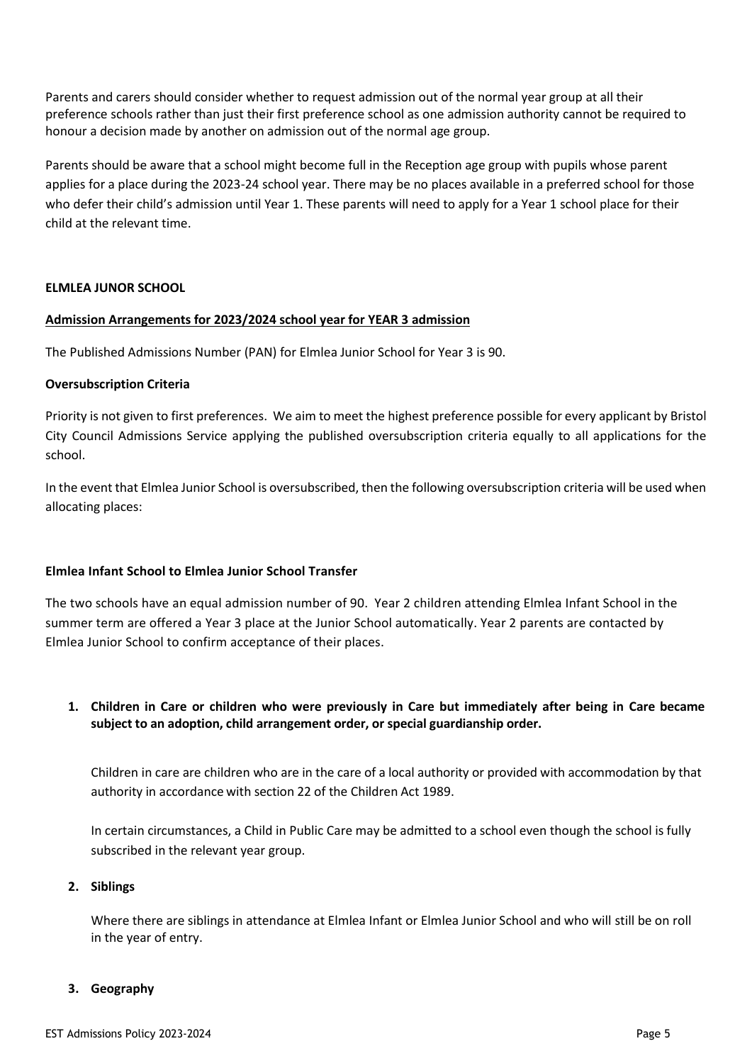Parents and carers should consider whether to request admission out of the normal year group at all their preference schools rather than just their first preference school as one admission authority cannot be required to honour a decision made by another on admission out of the normal age group.

Parents should be aware that a school might become full in the Reception age group with pupils whose parent applies for a place during the 2023-24 school year. There may be no places available in a preferred school for those who defer their child's admission until Year 1. These parents will need to apply for a Year 1 school place for their child at the relevant time.

**ELMLEA JUNOR SCHOOL**

**Admission Arrangements for 2023/2024 school year for YEAR 3 admission**

The Published Admissions Number (PAN) for Elmlea Junior School for Year 3 is 90.

**Oversubscription Criteria**

Priority is not given to first preferences. We aim to meet the highest preference possible for every applicant by Bristol City Council Admissions Service applying the published oversubscription criteria equally to all applications for the school.

In the event that Elmlea Junior School is oversubscribed, then the following oversubscription criteria will be used when allocating places:

**Elmlea Infant School to Elmlea Junior School Transfer**

The two schools have an equal admission number of 90. Year 2 children attending Elmlea Infant School in the summer term are offered a Year 3 place at the Junior School automatically. Year 2 parents are contacted by Elmlea Junior School to confirm acceptance of their places.

1. **Children in Care or children who were previously in Care but immediately after being in Care became subject to an adoption, child arrangement order, or special guardianship order.**

   Children in care are children who are in the care of a local authority or provided with accommodation by that authority in accordance with section 22 of the Children Act 1989.

   In certain circumstances, a Child in Public Care may be admitted to a school even though the school is fully subscribed in the relevant year group.

2. **Siblings**

   Where there are siblings in attendance at Elmlea Infant or Elmlea Junior School and who will still be on roll in the year of entry.

3. **Geography**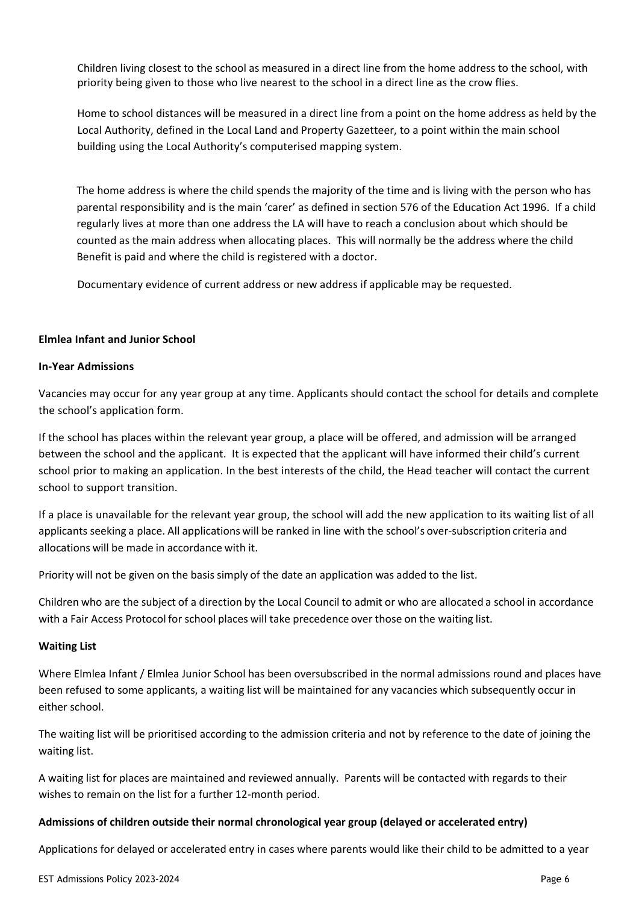Children living closest to the school as measured in a direct line from the home address to the school, with priority being given to those who live nearest to the school in a direct line as the crow flies.

Home to school distances will be measured in a direct line from a point on the home address as held by the Local Authority, defined in the Local Land and Property Gazetteer, to a point within the main school building using the Local Authority's computerised mapping system.

The home address is where the child spends the majority of the time and is living with the person who has parental responsibility and is the main 'carer' as defined in section 576 of the Education Act 1996. If a child regularly lives at more than one address the LA will have to reach a conclusion about which should be counted as the main address when allocating places. This will normally be the address where the child Benefit is paid and where the child is registered with a doctor.

Documentary evidence of current address or new address if applicable may be requested.

**Elmlea Infant and Junior School**

**In-Year Admissions**

Vacancies may occur for any year group at any time. Applicants should contact the school for details and complete the school's application form.

If the school has places within the relevant year group, a place will be offered, and admission will be arranged between the school and the applicant. It is expected that the applicant will have informed their child's current school prior to making an application. In the best interests of the child, the Head teacher will contact the current school to support transition.

If a place is unavailable for the relevant year group, the school will add the new application to its waiting list of all applicants seeking a place. All applications will be ranked in line with the school's over-subscription criteria and allocations will be made in accordance with it.

Priority will not be given on the basis simply of the date an application was added to the list.

Children who are the subject of a direction by the Local Council to admit or who are allocated a school in accordance with a Fair Access Protocol for school places will take precedence over those on the waiting list.

**Waiting List**

Where Elmlea Infant / Elmlea Junior School has been oversubscribed in the normal admissions round and places have been refused to some applicants, a waiting list will be maintained for any vacancies which subsequently occur in either school.

The waiting list will be prioritised according to the admission criteria and not by reference to the date of joining the waiting list.

A waiting list for places are maintained and reviewed annually. Parents will be contacted with regards to their wishes to remain on the list for a further 12-month period.

**Admissions of children outside their normal chronological year group (delayed or accelerated entry)**

Applications for delayed or accelerated entry in cases where parents would like their child to be admitted to a year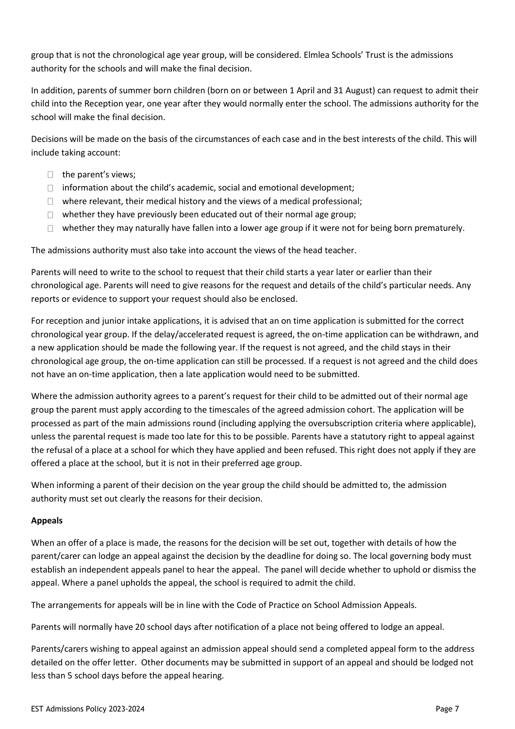group that is not the chronological age year group, will be considered. Elmlea Schools' Trust is the admissions authority for the schools and will make the final decision.

In addition, parents of summer born children (born on or between 1 April and 31 August) can request to admit their child into the Reception year, one year after they would normally enter the school. The admissions authority for the school will make the final decision.

Decisions will be made on the basis of the circumstances of each case and in the best interests of the child. This will include taking account:

- the parent's views;
- information about the child's academic, social and emotional development;
- where relevant, their medical history and the views of a medical professional;
- whether they have previously been educated out of their normal age group;
- whether they may naturally have fallen into a lower age group if it were not for being born prematurely.

The admissions authority must also take into account the views of the head teacher.

Parents will need to write to the school to request that their child starts a year later or earlier than their chronological age. Parents will need to give reasons for the request and details of the child's particular needs. Any reports or evidence to support your request should also be enclosed.

For reception and junior intake applications, it is advised that an on time application is submitted for the correct chronological year group. If the delay/accelerated request is agreed, the on-time application can be withdrawn, and a new application should be made the following year. If the request is not agreed, and the child stays in their chronological age group, the on-time application can still be processed. If a request is not agreed and the child does not have an on-time application, then a late application would need to be submitted.

Where the admission authority agrees to a parent's request for their child to be admitted out of their normal age group the parent must apply according to the timescales of the agreed admission cohort. The application will be processed as part of the main admissions round (including applying the oversubscription criteria where applicable), unless the parental request is made too late for this to be possible. Parents have a statutory right to appeal against the refusal of a place at a school for which they have applied and been refused. This right does not apply if they are offered a place at the school, but it is not in their preferred age group.

When informing a parent of their decision on the year group the child should be admitted to, the admission authority must set out clearly the reasons for their decision.

**Appeals**

When an offer of a place is made, the reasons for the decision will be set out, together with details of how the parent/carer can lodge an appeal against the decision by the deadline for doing so. The local governing body must establish an independent appeals panel to hear the appeal. The panel will decide whether to uphold or dismiss the appeal. Where a panel upholds the appeal, the school is required to admit the child.

The arrangements for appeals will be in line with the Code of Practice on School Admission Appeals.

Parents will normally have 20 school days after notification of a place not being offered to lodge an appeal.

Parents/carers wishing to appeal against an admission appeal should send a completed appeal form to the address detailed on the offer letter. Other documents may be submitted in support of an appeal and should be lodged not less than 5 school days before the appeal hearing.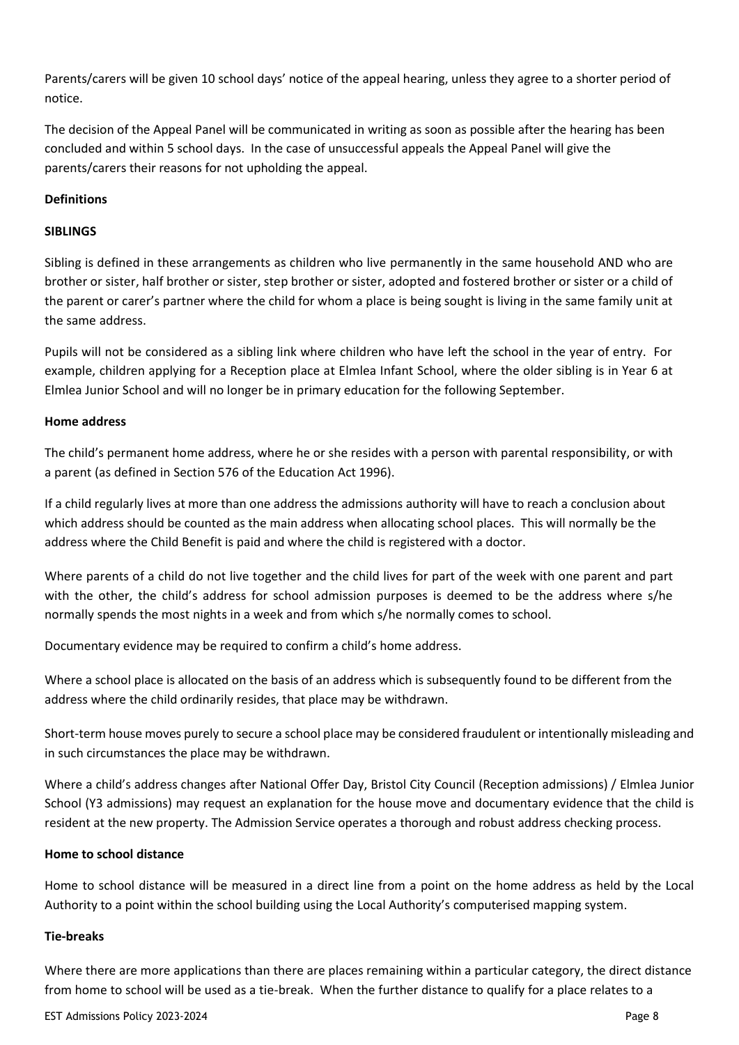Parents/carers will be given 10 school days' notice of the appeal hearing, unless they agree to a shorter period of notice.

The decision of the Appeal Panel will be communicated in writing as soon as possible after the hearing has been concluded and within 5 school days. In the case of unsuccessful appeals the Appeal Panel will give the parents/carers their reasons for not upholding the appeal.

**Definitions**

**SIBLINGS**

Sibling is defined in these arrangements as children who live permanently in the same household AND who are brother or sister, half brother or sister, step brother or sister, adopted and fostered brother or sister or a child of the parent or carer's partner where the child for whom a place is being sought is living in the same family unit at the same address.

Pupils will not be considered as a sibling link where children who have left the school in the year of entry. For example, children applying for a Reception place at Elmlea Infant School, where the older sibling is in Year 6 at Elmlea Junior School and will no longer be in primary education for the following September.

**Home address**

The child's permanent home address, where he or she resides with a person with parental responsibility, or with a parent (as defined in Section 576 of the Education Act 1996).

If a child regularly lives at more than one address the admissions authority will have to reach a conclusion about which address should be counted as the main address when allocating school places. This will normally be the address where the Child Benefit is paid and where the child is registered with a doctor.

Where parents of a child do not live together and the child lives for part of the week with one parent and part with the other, the child's address for school admission purposes is deemed to be the address where s/he normally spends the most nights in a week and from which s/he normally comes to school.

Documentary evidence may be required to confirm a child's home address.

Where a school place is allocated on the basis of an address which is subsequently found to be different from the address where the child ordinarily resides, that place may be withdrawn.

Short-term house moves purely to secure a school place may be considered fraudulent or intentionally misleading and in such circumstances the place may be withdrawn.

Where a child's address changes after National Offer Day, Bristol City Council (Reception admissions) / Elmlea Junior School (Y3 admissions) may request an explanation for the house move and documentary evidence that the child is resident at the new property. The Admission Service operates a thorough and robust address checking process.

**Home to school distance**

Home to school distance will be measured in a direct line from a point on the home address as held by the Local Authority to a point within the school building using the Local Authority's computerised mapping system.

**Tie-breaks**

Where there are more applications than there are places remaining within a particular category, the direct distance from home to school will be used as a tie-break. When the further distance to qualify for a place relates to a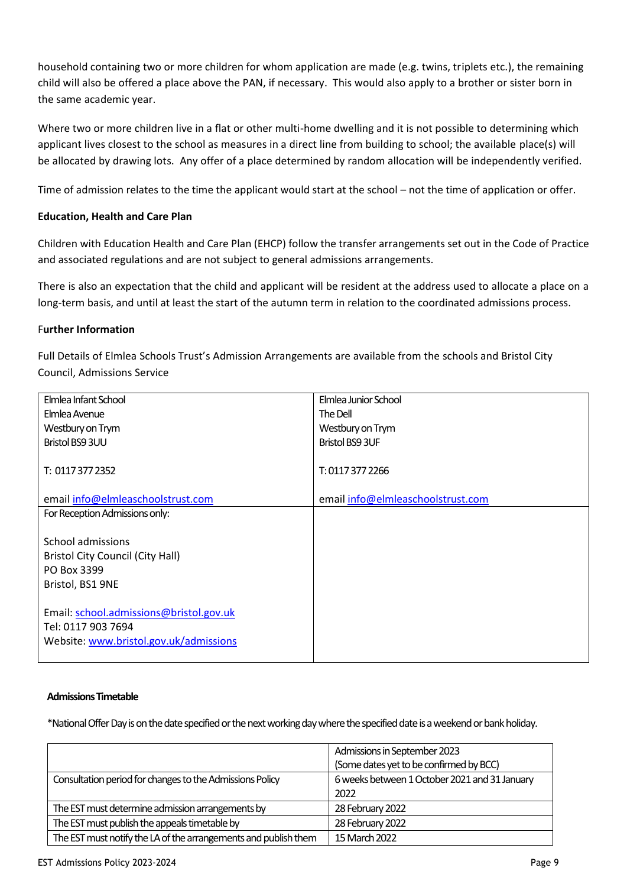household containing two or more children for whom application are made (e.g. twins, triplets etc.), the remaining child will also be offered a place above the PAN, if necessary. This would also apply to a brother or sister born in the same academic year.

Where two or more children live in a flat or other multi-home dwelling and it is not possible to determining which applicant lives closest to the school as measures in a direct line from building to school; the available place(s) will be allocated by drawing lots. Any offer of a place determined by random allocation will be independently verified.

Time of admission relates to the time the applicant would start at the school – not the time of application or offer.

**Education, Health and Care Plan**

Children with Education Health and Care Plan (EHCP) follow the transfer arrangements set out in the Code of Practice and associated regulations and are not subject to general admissions arrangements.

There is also an expectation that the child and applicant will be resident at the address used to allocate a place on a long-term basis, and until at least the start of the autumn term in relation to the coordinated admissions process.

F**urther Information**

Full Details of Elmlea Schools Trust's Admission Arrangements are available from the schools and Bristol City Council, Admissions Service

| Elmlea Infant School<br>Elmlea Avenue<br>Westbury on Trym<br>Bristol BS9 3UU<br><br>T: 0117 377 2352<br><br>email info@elmleaschoolstrust.com | Elmlea Junior School<br>The Dell<br>Westbury on Trym<br>Bristol BS9 3UF<br><br>T: 0117 377 2266<br><br>email info@elmleaschoolstrust.com |
|---|---|
| For Reception Admissions only:<br><br>School admissions<br>Bristol City Council (City Hall)<br>PO Box 3399<br>Bristol, BS1 9NE<br><br>Email: school.admissions@bristol.gov.uk<br>Tel: 0117 903 7694<br>Website: www.bristol.gov.uk/admissions | |

**Admissions Timetable**

*National Offer Day is on the date specified or the next working day where the specified date is a weekend or bank holiday.

| | Admissions in September 2023<br>(Some dates yet to be confirmed by BCC) |
|---|---|
| Consultation period for changes to the Admissions Policy | 6 weeks between 1 October 2021 and 31 January 2022 |
| The EST must determine admission arrangements by | 28 February 2022 |
| The EST must publish the appeals timetable by | 28 February 2022 |
| The EST must notify the LA of the arrangements and publish them | 15 March 2022 |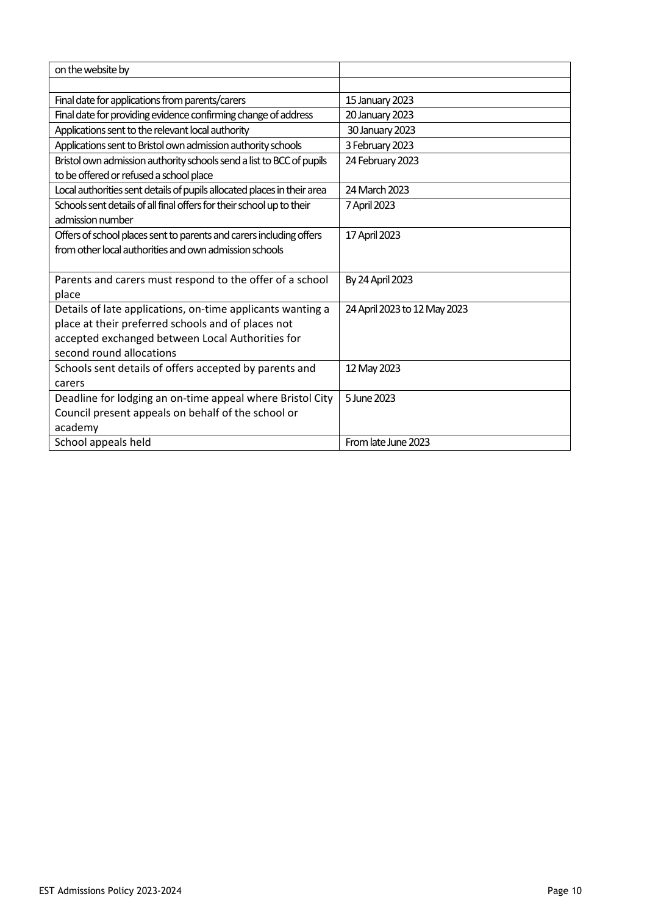| | |
|---|---|
| on the website by | |
| | |
| Final date for applications from parents/carers | 15 January 2023 |
| Final date for providing evidence confirming change of address | 20 January 2023 |
| Applications sent to the relevant local authority | 30 January 2023 |
| Applications sent to Bristol own admission authority schools | 3 February 2023 |
| Bristol own admission authority schools send a list to BCC of pupils to be offered or refused a school place | 24 February 2023 |
| Local authorities sent details of pupils allocated places in their area | 24 March 2023 |
| Schools sent details of all final offers for their school up to their admission number | 7 April 2023 |
| Offers of school places sent to parents and carers including offers from other local authorities and own admission schools | 17 April 2023 |
| Parents and carers must respond to the offer of a school place | By 24 April 2023 |
| Details of late applications, on-time applicants wanting a place at their preferred schools and of places not accepted exchanged between Local Authorities for second round allocations | 24 April 2023 to 12 May 2023 |
| Schools sent details of offers accepted by parents and carers | 12 May 2023 |
| Deadline for lodging an on-time appeal where Bristol City Council present appeals on behalf of the school or academy | 5 June 2023 |
| School appeals held | From late June 2023 |